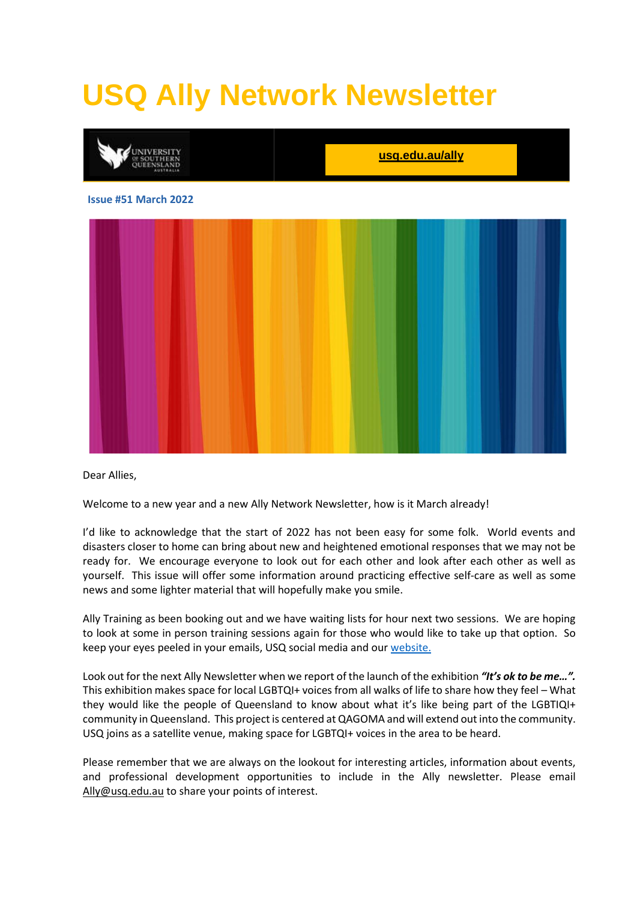# USQ Ally Network Newsletter

UNIVERSITY OF SOUTHERN QUEENSLAND AUSTRALIA

**usq.edu.au/ally**

**Issue #51 March 2022**

Dear Allies,

Welcome to a new year and a new Ally Network Newsletter, how is it March already!

I'd like to acknowledge that the start of 2022 has not been easy for some folk. World events and disasters closer to home can bring about new and heightened emotional responses that we may not be ready for. We encourage everyone to look out for each other and look after each other as well as yourself. This issue will offer some information around practicing effective self-care as well as some news and some lighter material that will hopefully make you smile.

Ally Training as been booking out and we have waiting lists for hour next two sessions. We are hoping to look at some in person training sessions again for those who would like to take up that option. So keep your eyes peeled in your emails, USQ social media and our website.

Look out for the next Ally Newsletter when we report of the launch of the exhibition ***"It's ok to be me…"***. This exhibition makes space for local LGBTQI+ voices from all walks of life to share how they feel – What they would like the people of Queensland to know about what it's like being part of the LGBTIQI+ community in Queensland. This project is centered at QAGOMA and will extend out into the community. USQ joins as a satellite venue, making space for LGBTQI+ voices in the area to be heard.

Please remember that we are always on the lookout for interesting articles, information about events, and professional development opportunities to include in the Ally newsletter. Please email Ally@usq.edu.au to share your points of interest.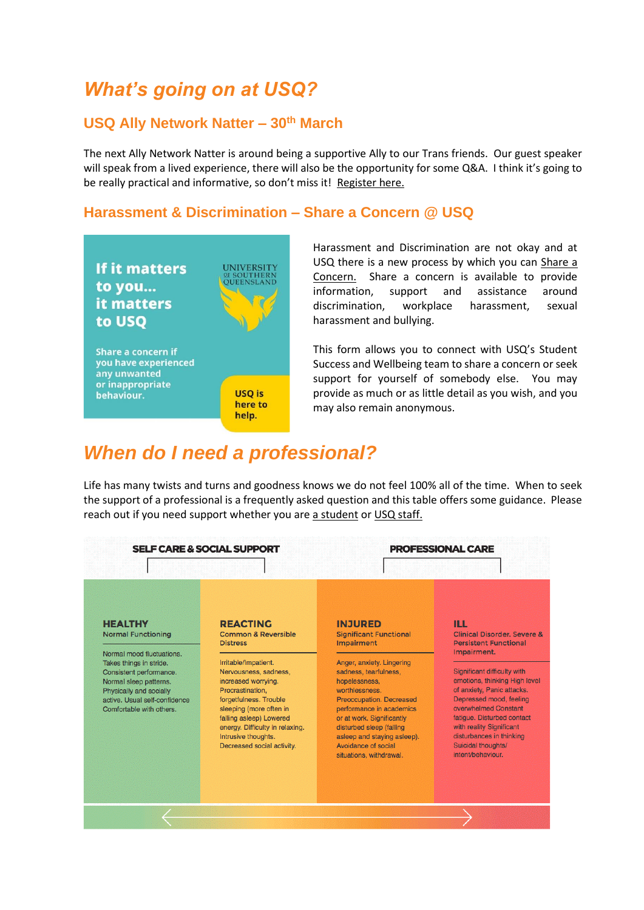# *What's going on at USQ?*

## USQ Ally Network Natter – 30th March

The next Ally Network Natter is around being a supportive Ally to our Trans friends. Our guest speaker will speak from a lived experience, there will also be the opportunity for some Q&A. I think it's going to be really practical and informative, so don't miss it! Register here.

## Harassment & Discrimination – Share a Concern @ USQ

**If it matters to you... it matters to USQ**

UNIVERSITY OF SOUTHERN QUEENSLAND

Share a concern if you have experienced any unwanted or inappropriate behaviour.

USQ is here to help.

Harassment and Discrimination are not okay and at USQ there is a new process by which you can Share a Concern. Share a concern is available to provide information, support and assistance around discrimination, workplace harassment, sexual harassment and bullying.

This form allows you to connect with USQ's Student Success and Wellbeing team to share a concern or seek support for yourself of somebody else. You may provide as much or as little detail as you wish, and you may also remain anonymous.

# *When do I need a professional?*

Life has many twists and turns and goodness knows we do not feel 100% all of the time. When to seek the support of a professional is a frequently asked question and this table offers some guidance. Please reach out if you need support whether you are a student or USQ staff.

| SELF CARE & SOCIAL SUPPORT | | PROFESSIONAL CARE | |
|---|---|---|---|
| **HEALTHY** Normal Functioning | **REACTING** Common & Reversible Distress | **INJURED** Significant Functional Impairment | **ILL** Clinical Disorder. Severe & Persistent Functional Impairment. |
| Normal mood fluctuations. Takes things in stride. Consistent performance. Normal sleep patterns. Physically and socially active. Usual self-confidence Comfortable with others. | Irritable/Impatient. Nervousness, sadness, increased worrying. Procrastination, forgetfulness. Trouble sleeping (more often in falling asleep) Lowered energy. Difficulty in relaxing. Intrusive thoughts. Decreased social activity. | Anger, anxiety. Lingering sadness, tearfulness, hopelessness, worthlessness. Preoccupation. Decreased performance in academics or at work. Significantly disturbed sleep (falling asleep and staying asleep). Avoidance of social situations, withdrawal. | Significant difficulty with emotions, thinking High level of anxiety, Panic attacks. Depressed mood, feeling overwhelmed Constant fatigue. Disturbed contact with reality Significant disturbances in thinking Suicidal thoughts/ intent/behaviour. |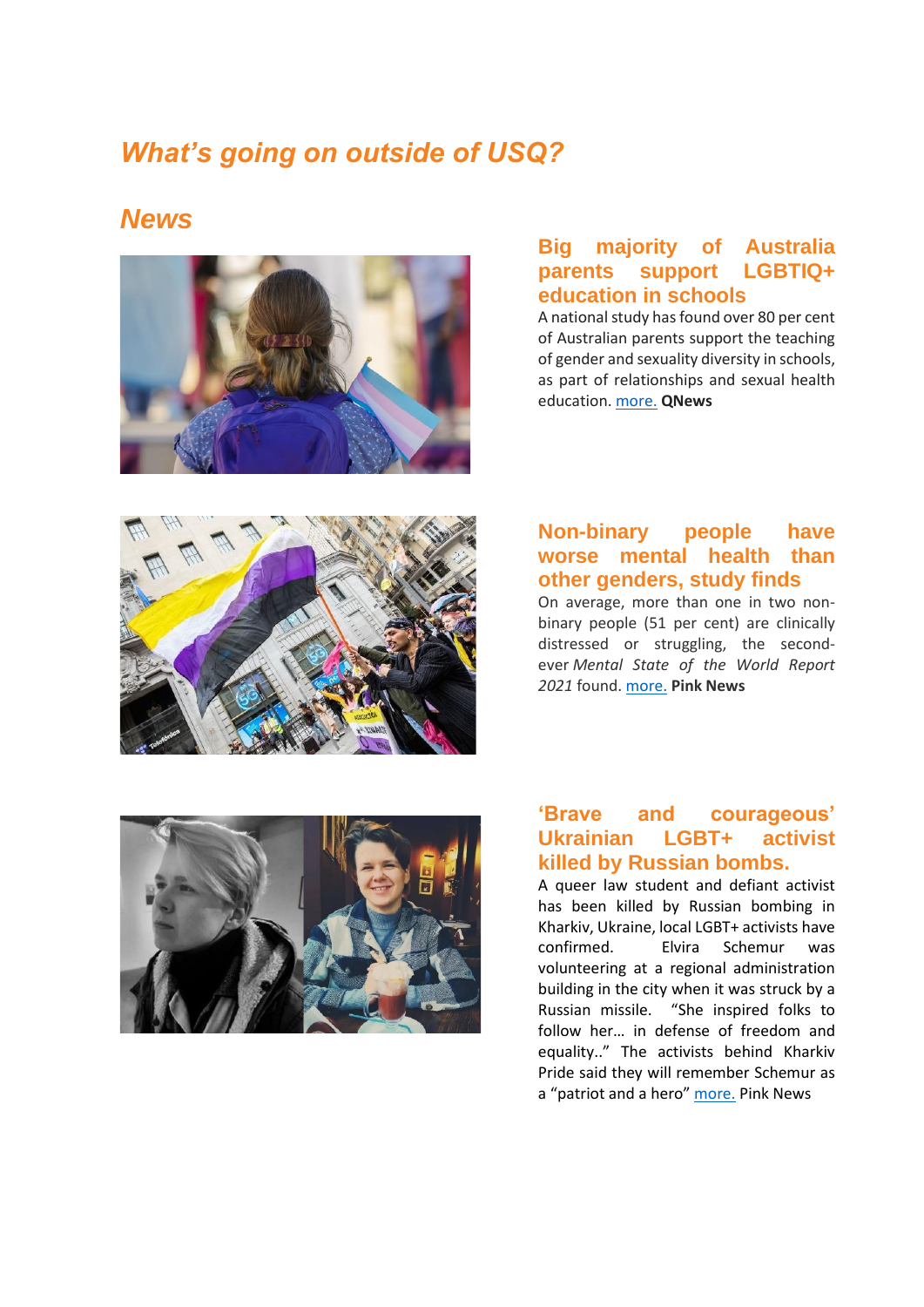# What's going on outside of USQ?

## News

### Big majority of Australia parents support LGBTIQ+ education in schools

A national study has found over 80 per cent of Australian parents support the teaching of gender and sexuality diversity in schools, as part of relationships and sexual health education. more. **QNews**

### Non-binary people have worse mental health than other genders, study finds

On average, more than one in two non-binary people (51 per cent) are clinically distressed or struggling, the second-ever *Mental State of the World Report 2021* found. more. **Pink News**

### 'Brave and courageous' Ukrainian LGBT+ activist killed by Russian bombs.

A queer law student and defiant activist has been killed by Russian bombing in Kharkiv, Ukraine, local LGBT+ activists have confirmed. Elvira Schemur was volunteering at a regional administration building in the city when it was struck by a Russian missile. "She inspired folks to follow her… in defense of freedom and equality.." The activists behind Kharkiv Pride said they will remember Schemur as a "patriot and a hero" more. Pink News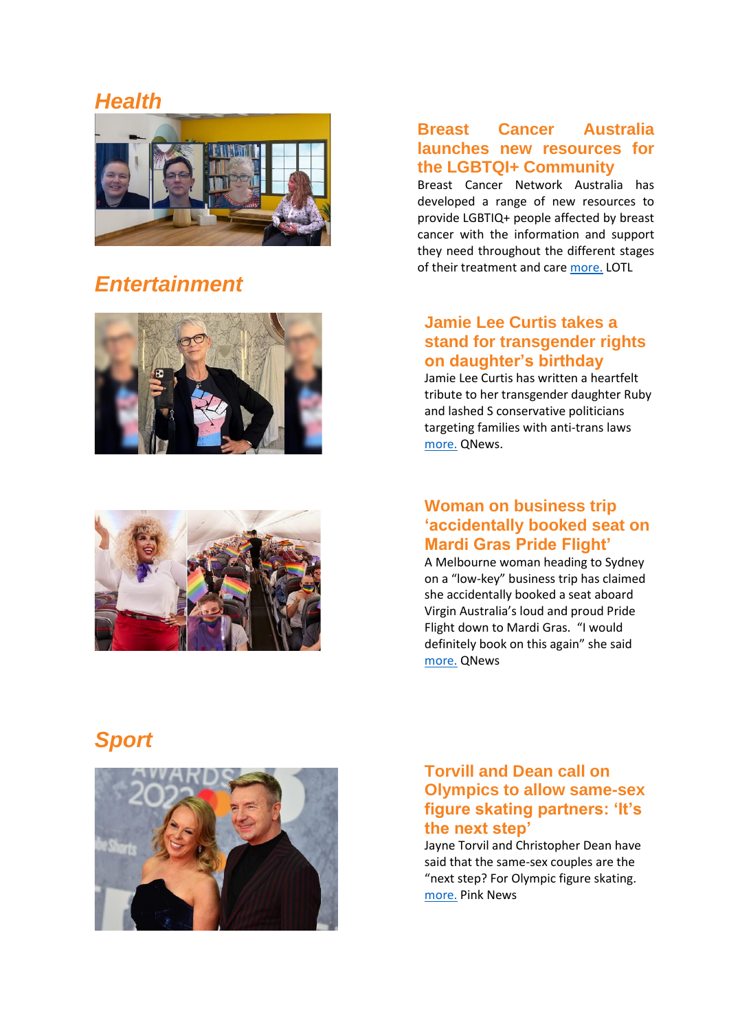## Health

### Breast Cancer Australia launches new resources for the LGBTQI+ Community

Breast Cancer Network Australia has developed a range of new resources to provide LGBTIQ+ people affected by breast cancer with the information and support they need throughout the different stages of their treatment and care more. LOTL

## Entertainment

### Jamie Lee Curtis takes a stand for transgender rights on daughter's birthday

Jamie Lee Curtis has written a heartfelt tribute to her transgender daughter Ruby and lashed S conservative politicians targeting families with anti-trans laws more. QNews.

### Woman on business trip 'accidentally booked seat on Mardi Gras Pride Flight'

A Melbourne woman heading to Sydney on a "low-key" business trip has claimed she accidentally booked a seat aboard Virgin Australia's loud and proud Pride Flight down to Mardi Gras. "I would definitely book on this again" she said more. QNews

## Sport

### Torvill and Dean call on Olympics to allow same-sex figure skating partners: 'It's the next step'

Jayne Torvill and Christopher Dean have said that the same-sex couples are the "next step? For Olympic figure skating. more. Pink News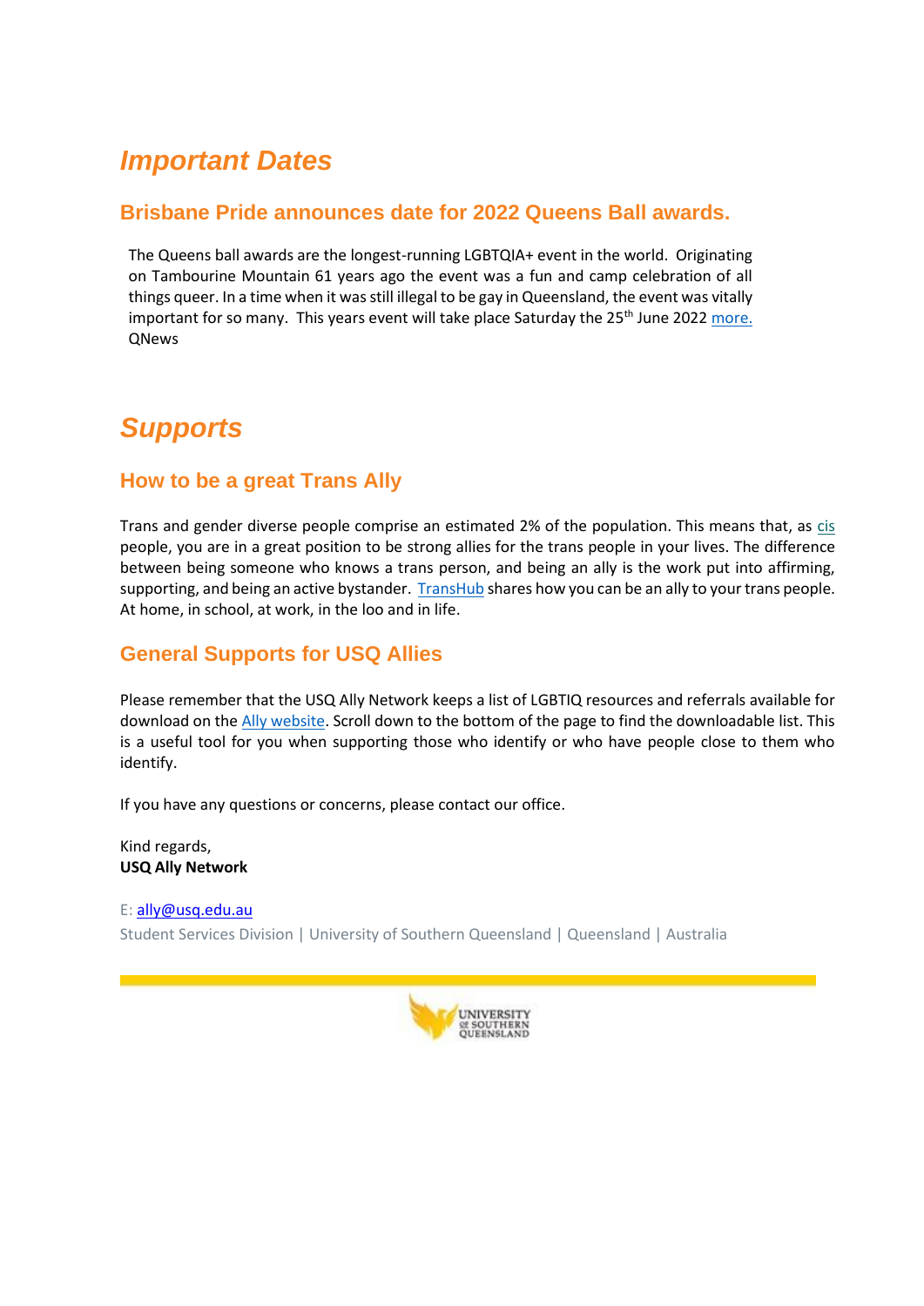# *Important Dates*

## Brisbane Pride announces date for 2022 Queens Ball awards.

The Queens ball awards are the longest-running LGBTQIA+ event in the world. Originating on Tambourine Mountain 61 years ago the event was a fun and camp celebration of all things queer. In a time when it was still illegal to be gay in Queensland, the event was vitally important for so many. This years event will take place Saturday the 25th June 2022 more. QNews

# *Supports*

## How to be a great Trans Ally

Trans and gender diverse people comprise an estimated 2% of the population. This means that, as cis people, you are in a great position to be strong allies for the trans people in your lives. The difference between being someone who knows a trans person, and being an ally is the work put into affirming, supporting, and being an active bystander. TransHub shares how you can be an ally to your trans people. At home, in school, at work, in the loo and in life.

## General Supports for USQ Allies

Please remember that the USQ Ally Network keeps a list of LGBTIQ resources and referrals available for download on the Ally website. Scroll down to the bottom of the page to find the downloadable list. This is a useful tool for you when supporting those who identify or who have people close to them who identify.

If you have any questions or concerns, please contact our office.

Kind regards,
**USQ Ally Network**

E: ally@usq.edu.au
Student Services Division | University of Southern Queensland | Queensland | Australia

UNIVERSITY OF SOUTHERN QUEENSLAND